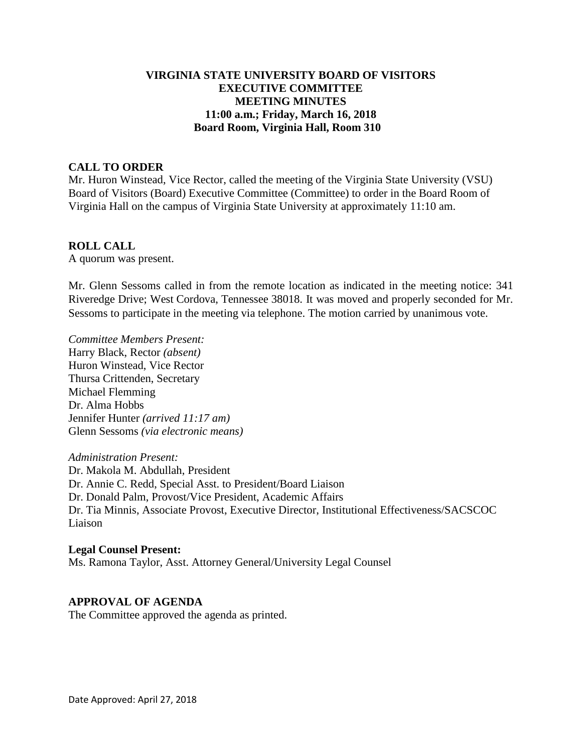# VIRGINIA STATE UNIVERSITY BOARD OF VISITORS
## EXECUTIVE COMMITTEE
## MEETING MINUTES
### 11:00 a.m.; Friday, March 16, 2018
### Board Room, Virginia Hall, Room 310

**CALL TO ORDER**

Mr. Huron Winstead, Vice Rector, called the meeting of the Virginia State University (VSU) Board of Visitors (Board) Executive Committee (Committee) to order in the Board Room of Virginia Hall on the campus of Virginia State University at approximately 11:10 am.

**ROLL CALL**

A quorum was present.

Mr. Glenn Sessoms called in from the remote location as indicated in the meeting notice: 341 Riveredge Drive; West Cordova, Tennessee 38018. It was moved and properly seconded for Mr. Sessoms to participate in the meeting via telephone. The motion carried by unanimous vote.

*Committee Members Present:*
Harry Black, Rector *(absent)*
Huron Winstead, Vice Rector
Thursa Crittenden, Secretary
Michael Flemming
Dr. Alma Hobbs
Jennifer Hunter *(arrived 11:17 am)*
Glenn Sessoms *(via electronic means)*

*Administration Present:*
Dr. Makola M. Abdullah, President
Dr. Annie C. Redd, Special Asst. to President/Board Liaison
Dr. Donald Palm, Provost/Vice President, Academic Affairs
Dr. Tia Minnis, Associate Provost, Executive Director, Institutional Effectiveness/SACSCOC Liaison

**Legal Counsel Present:**
Ms. Ramona Taylor, Asst. Attorney General/University Legal Counsel

**APPROVAL OF AGENDA**

The Committee approved the agenda as printed.

Date Approved: April 27, 2018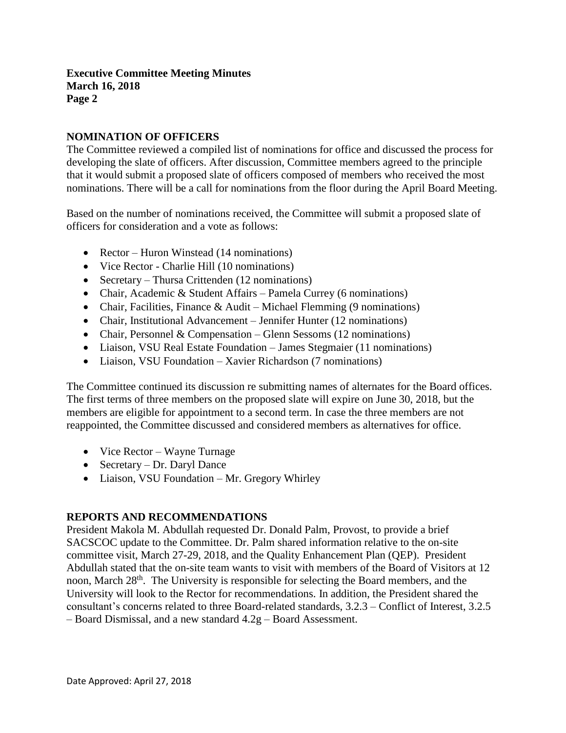## NOMINATION OF OFFICERS

The Committee reviewed a compiled list of nominations for office and discussed the process for developing the slate of officers. After discussion, Committee members agreed to the principle that it would submit a proposed slate of officers composed of members who received the most nominations. There will be a call for nominations from the floor during the April Board Meeting.

Based on the number of nominations received, the Committee will submit a proposed slate of officers for consideration and a vote as follows:

- Rector – Huron Winstead (14 nominations)
- Vice Rector - Charlie Hill (10 nominations)
- Secretary – Thursa Crittenden (12 nominations)
- Chair, Academic & Student Affairs – Pamela Currey (6 nominations)
- Chair, Facilities, Finance & Audit – Michael Flemming (9 nominations)
- Chair, Institutional Advancement – Jennifer Hunter (12 nominations)
- Chair, Personnel & Compensation – Glenn Sessoms (12 nominations)
- Liaison, VSU Real Estate Foundation – James Stegmaier (11 nominations)
- Liaison, VSU Foundation – Xavier Richardson (7 nominations)

The Committee continued its discussion re submitting names of alternates for the Board offices. The first terms of three members on the proposed slate will expire on June 30, 2018, but the members are eligible for appointment to a second term. In case the three members are not reappointed, the Committee discussed and considered members as alternatives for office.

- Vice Rector – Wayne Turnage
- Secretary – Dr. Daryl Dance
- Liaison, VSU Foundation – Mr. Gregory Whirley

## REPORTS AND RECOMMENDATIONS

President Makola M. Abdullah requested Dr. Donald Palm, Provost, to provide a brief SACSCOC update to the Committee. Dr. Palm shared information relative to the on-site committee visit, March 27-29, 2018, and the Quality Enhancement Plan (QEP). President Abdullah stated that the on-site team wants to visit with members of the Board of Visitors at 12 noon, March 28th. The University is responsible for selecting the Board members, and the University will look to the Rector for recommendations. In addition, the President shared the consultant's concerns related to three Board-related standards, 3.2.3 – Conflict of Interest, 3.2.5 – Board Dismissal, and a new standard 4.2g – Board Assessment.

Date Approved: April 27, 2018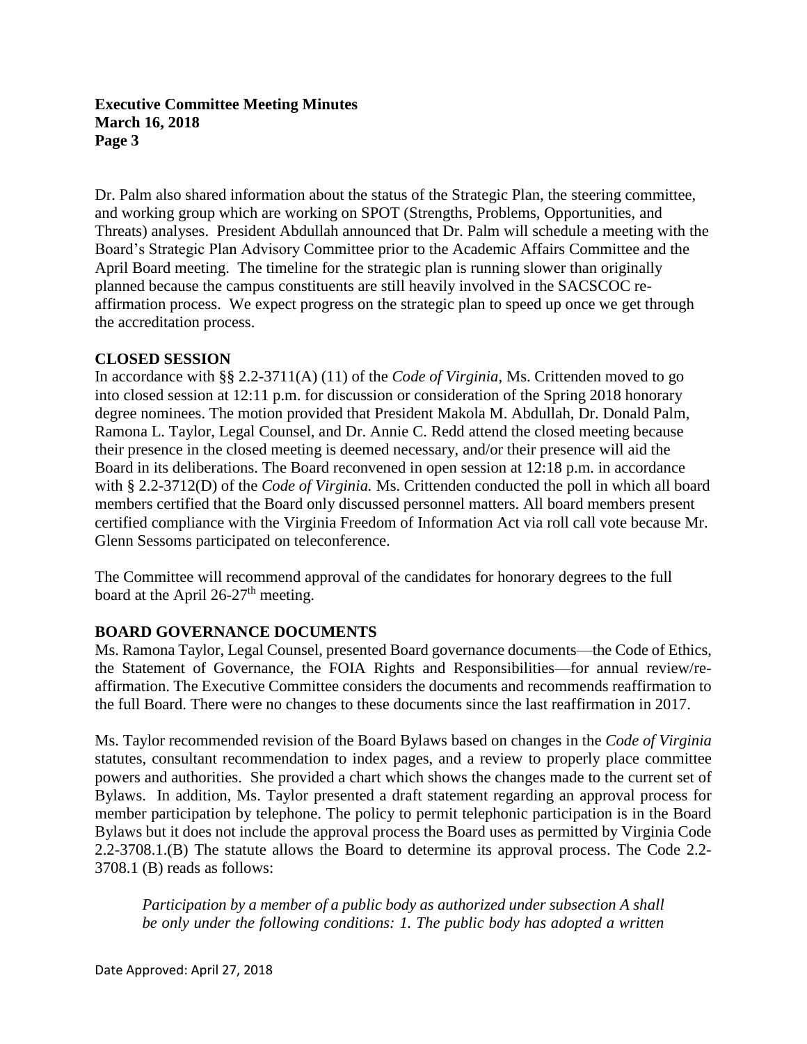Dr. Palm also shared information about the status of the Strategic Plan, the steering committee, and working group which are working on SPOT (Strengths, Problems, Opportunities, and Threats) analyses. President Abdullah announced that Dr. Palm will schedule a meeting with the Board's Strategic Plan Advisory Committee prior to the Academic Affairs Committee and the April Board meeting. The timeline for the strategic plan is running slower than originally planned because the campus constituents are still heavily involved in the SACSCOC re-affirmation process. We expect progress on the strategic plan to speed up once we get through the accreditation process.

## CLOSED SESSION

In accordance with §§ 2.2-3711(A) (11) of the *Code of Virginia*, Ms. Crittenden moved to go into closed session at 12:11 p.m. for discussion or consideration of the Spring 2018 honorary degree nominees. The motion provided that President Makola M. Abdullah, Dr. Donald Palm, Ramona L. Taylor, Legal Counsel, and Dr. Annie C. Redd attend the closed meeting because their presence in the closed meeting is deemed necessary, and/or their presence will aid the Board in its deliberations. The Board reconvened in open session at 12:18 p.m. in accordance with § 2.2-3712(D) of the *Code of Virginia.* Ms. Crittenden conducted the poll in which all board members certified that the Board only discussed personnel matters. All board members present certified compliance with the Virginia Freedom of Information Act via roll call vote because Mr. Glenn Sessoms participated on teleconference.

The Committee will recommend approval of the candidates for honorary degrees to the full board at the April 26-27th meeting.

## BOARD GOVERNANCE DOCUMENTS

Ms. Ramona Taylor, Legal Counsel, presented Board governance documents—the Code of Ethics, the Statement of Governance, the FOIA Rights and Responsibilities—for annual review/re-affirmation. The Executive Committee considers the documents and recommends reaffirmation to the full Board. There were no changes to these documents since the last reaffirmation in 2017.

Ms. Taylor recommended revision of the Board Bylaws based on changes in the *Code of Virginia* statutes, consultant recommendation to index pages, and a review to properly place committee powers and authorities. She provided a chart which shows the changes made to the current set of Bylaws. In addition, Ms. Taylor presented a draft statement regarding an approval process for member participation by telephone. The policy to permit telephonic participation is in the Board Bylaws but it does not include the approval process the Board uses as permitted by Virginia Code 2.2-3708.1.(B) The statute allows the Board to determine its approval process. The Code 2.2-3708.1 (B) reads as follows:

> *Participation by a member of a public body as authorized under subsection A shall be only under the following conditions: 1. The public body has adopted a written*

Date Approved: April 27, 2018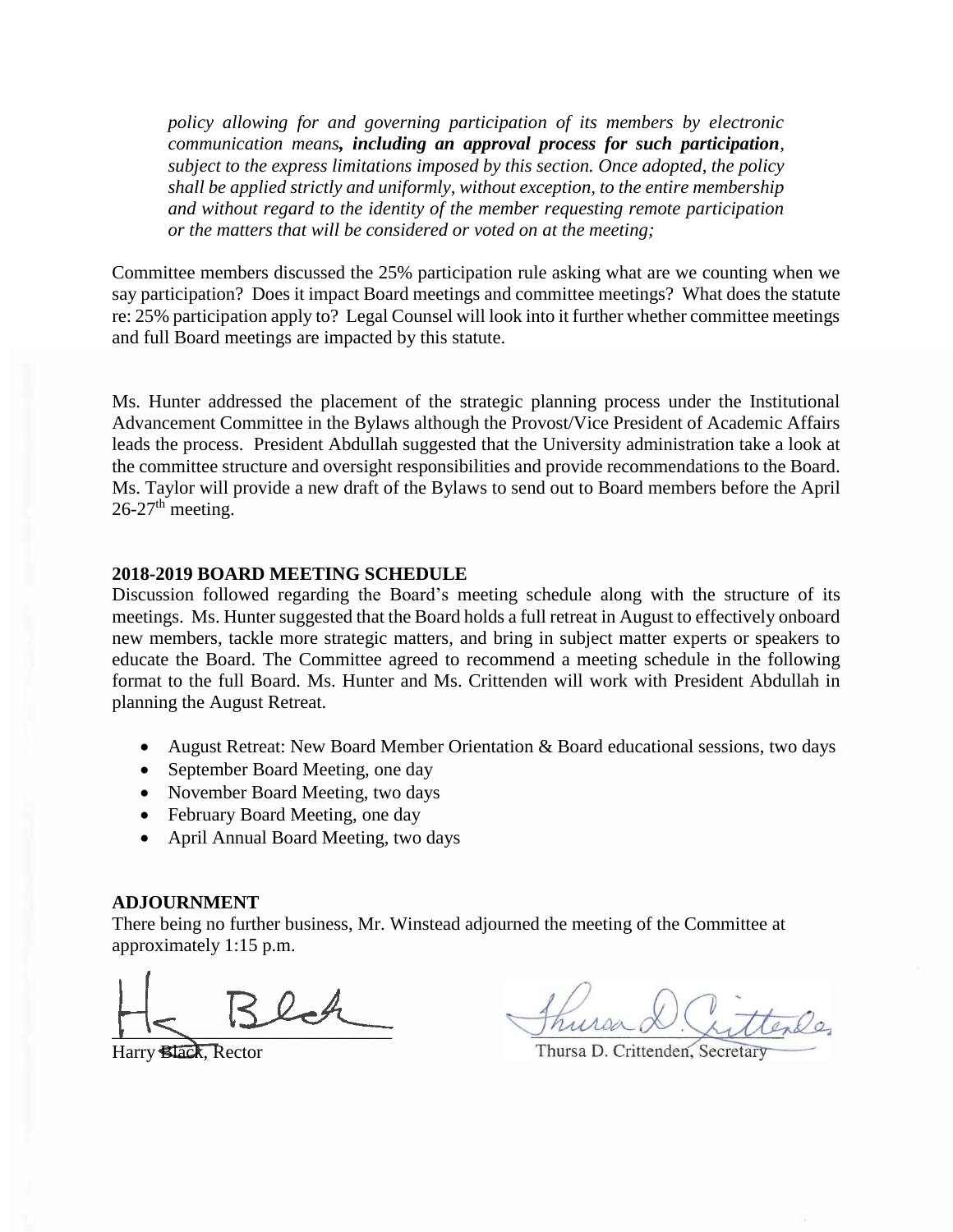*policy allowing for and governing participation of its members by electronic communication means****, including an approval process for such participation****, subject to the express limitations imposed by this section. Once adopted, the policy shall be applied strictly and uniformly, without exception, to the entire membership and without regard to the identity of the member requesting remote participation or the matters that will be considered or voted on at the meeting;*

Committee members discussed the 25% participation rule asking what are we counting when we say participation? Does it impact Board meetings and committee meetings? What does the statute re: 25% participation apply to? Legal Counsel will look into it further whether committee meetings and full Board meetings are impacted by this statute.

Ms. Hunter addressed the placement of the strategic planning process under the Institutional Advancement Committee in the Bylaws although the Provost/Vice President of Academic Affairs leads the process. President Abdullah suggested that the University administration take a look at the committee structure and oversight responsibilities and provide recommendations to the Board. Ms. Taylor will provide a new draft of the Bylaws to send out to Board members before the April 26-27th meeting.

**2018-2019 BOARD MEETING SCHEDULE**

Discussion followed regarding the Board's meeting schedule along with the structure of its meetings. Ms. Hunter suggested that the Board holds a full retreat in August to effectively onboard new members, tackle more strategic matters, and bring in subject matter experts or speakers to educate the Board. The Committee agreed to recommend a meeting schedule in the following format to the full Board. Ms. Hunter and Ms. Crittenden will work with President Abdullah in planning the August Retreat.

- August Retreat: New Board Member Orientation & Board educational sessions, two days
- September Board Meeting, one day
- November Board Meeting, two days
- February Board Meeting, one day
- April Annual Board Meeting, two days

**ADJOURNMENT**

There being no further business, Mr. Winstead adjourned the meeting of the Committee at approximately 1:15 p.m.

Harry Black, Rector

Thursa D. Crittenden, Secretary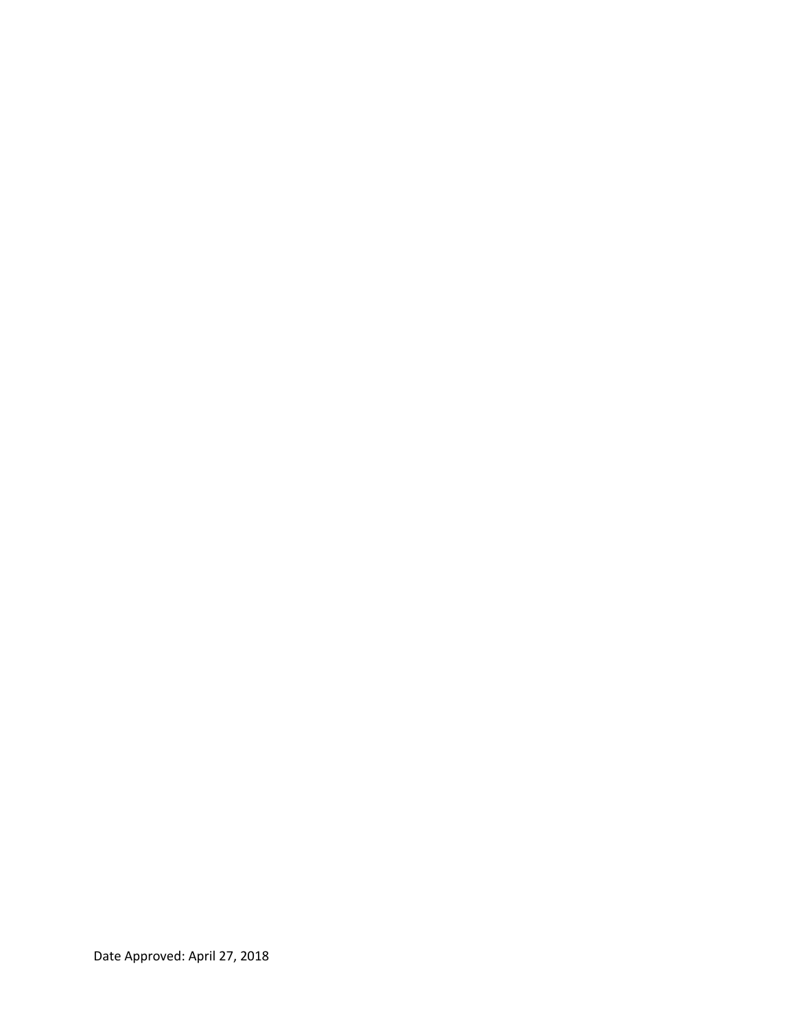Date Approved: April 27, 2018